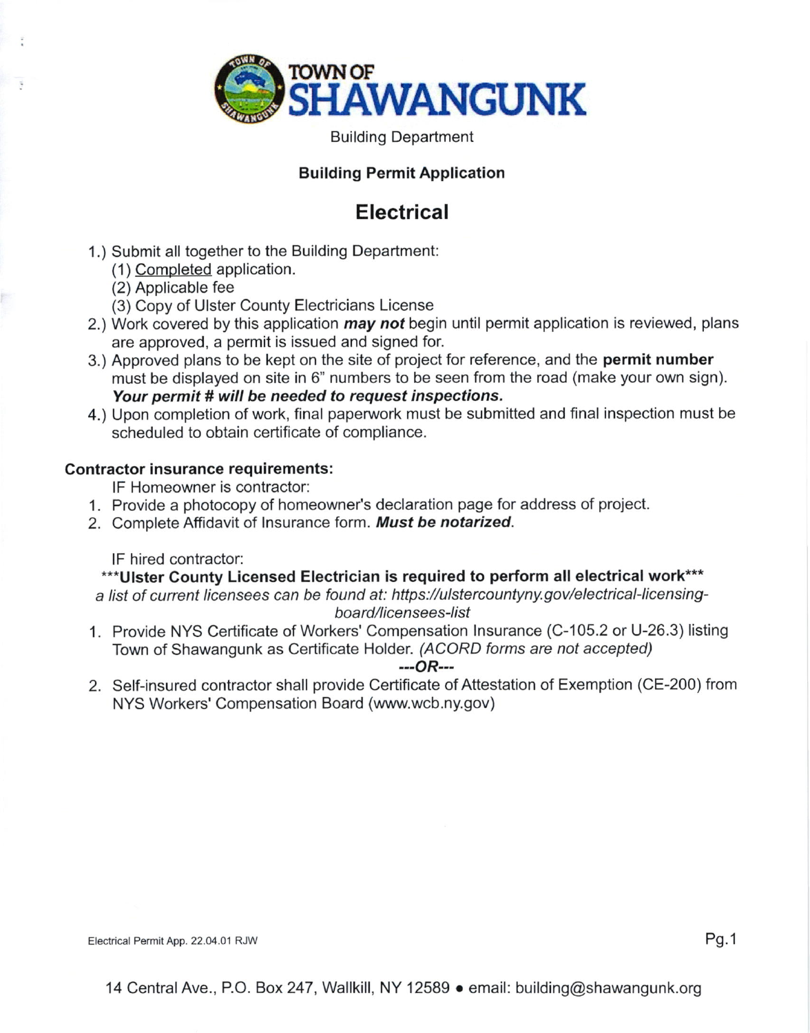# TOWN OF SHAWANGUNK

Building Department

**Building Permit Application**

## Electrical

1.) Submit all together to the Building Department:
   (1) Completed application.
   (2) Applicable fee
   (3) Copy of Ulster County Electricians License
2.) Work covered by this application ***may not*** begin until permit application is reviewed, plans are approved, a permit is issued and signed for.
3.) Approved plans to be kept on the site of project for reference, and the **permit number** must be displayed on site in 6" numbers to be seen from the road (make your own sign). ***Your permit # will be needed to request inspections.***
4.) Upon completion of work, final paperwork must be submitted and final inspection must be scheduled to obtain certificate of compliance.

**Contractor insurance requirements:**

IF Homeowner is contractor:

1. Provide a photocopy of homeowner's declaration page for address of project.
2. Complete Affidavit of Insurance form. ***Must be notarized.***

IF hired contractor:

**\*\*\*Ulster County Licensed Electrician is required to perform all electrical work\*\*\***

*a list of current licensees can be found at: https://ulstercountyny.gov/electrical-licensing-board/licensees-list*

1. Provide NYS Certificate of Workers' Compensation Insurance (C-105.2 or U-26.3) listing Town of Shawangunk as Certificate Holder. *(ACORD forms are not accepted)*

   ***---OR---***

2. Self-insured contractor shall provide Certificate of Attestation of Exemption (CE-200) from NYS Workers' Compensation Board (www.wcb.ny.gov)

Electrical Permit App. 22.04.01 RJW

14 Central Ave., P.O. Box 247, Wallkill, NY 12589 • email: building@shawangunk.org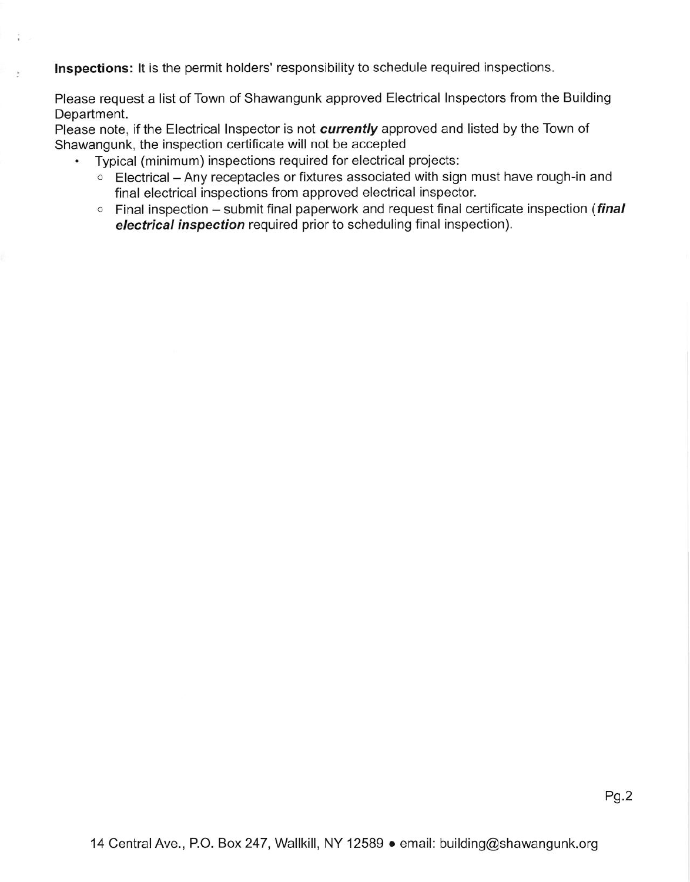**Inspections:** It is the permit holders' responsibility to schedule required inspections.

Please request a list of Town of Shawangunk approved Electrical Inspectors from the Building Department.
Please note, if the Electrical Inspector is not ***currently*** approved and listed by the Town of Shawangunk, the inspection certificate will not be accepted

- Typical (minimum) inspections required for electrical projects:
  - Electrical – Any receptacles or fixtures associated with sign must have rough-in and final electrical inspections from approved electrical inspector.
  - Final inspection – submit final paperwork and request final certificate inspection (***final electrical inspection*** required prior to scheduling final inspection).

14 Central Ave., P.O. Box 247, Wallkill, NY 12589 • email: building@shawangunk.org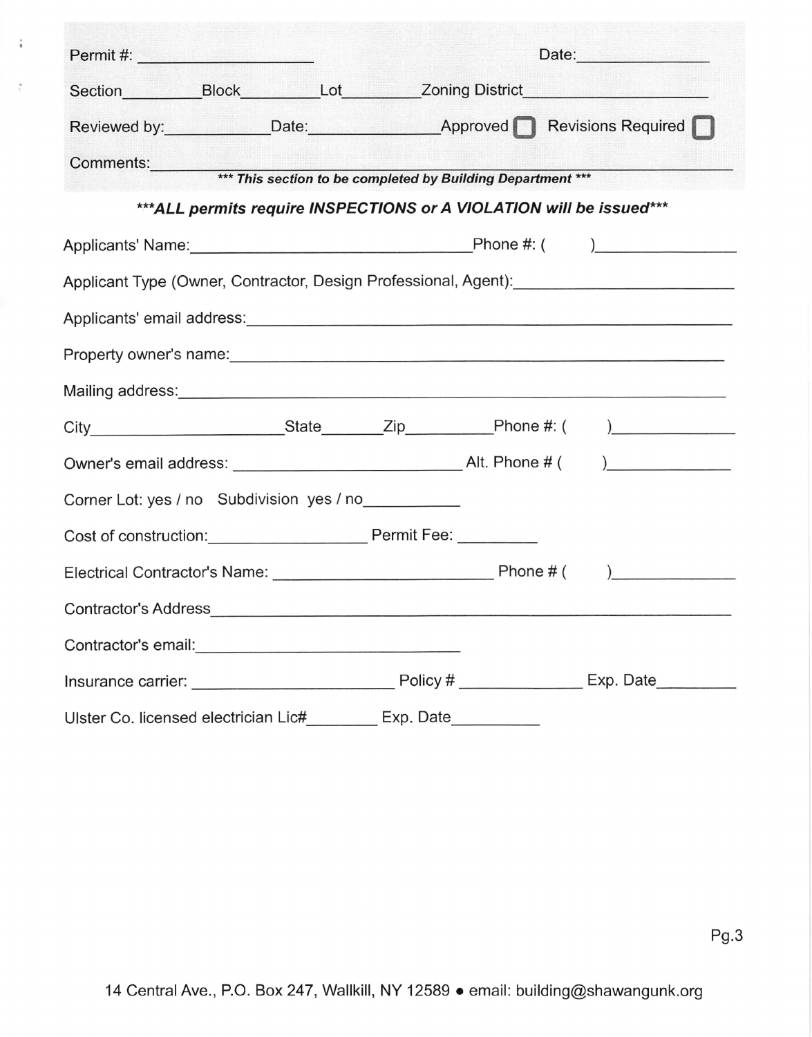Permit #: ____________________ Date: ______________

Section_________ Block_________ Lot_________ Zoning District____________________

Reviewed by:___________ Date:______________ Approved ☐ Revisions Required ☐

Comments:_____________________________________________________________

*** This section to be completed by Building Department ***

***ALL permits require INSPECTIONS or A VIOLATION will be issued***

Applicants' Name:________________________________ Phone #: ( ) ______________

Applicant Type (Owner, Contractor, Design Professional, Agent):________________________

Applicants' email address:_____________________________________________________

Property owner's name:_______________________________________________________

Mailing address:___________________________________________________________

City_______________________ State_______ Zip__________ Phone #: ( ) ____________

Owner's email address: __________________________ Alt. Phone # ( ) ____________

Corner Lot: yes / no Subdivision yes / no___________

Cost of construction:__________________ Permit Fee: _________

Electrical Contractor's Name: _________________________ Phone # ( ) ____________

Contractor's Address_________________________________________________________

Contractor's email:________________________________

Insurance carrier: ______________________ Policy # _____________ Exp. Date_________

Ulster Co. licensed electrician Lic#________ Exp. Date__________

14 Central Ave., P.O. Box 247, Wallkill, NY 12589 • email: building@shawangunk.org